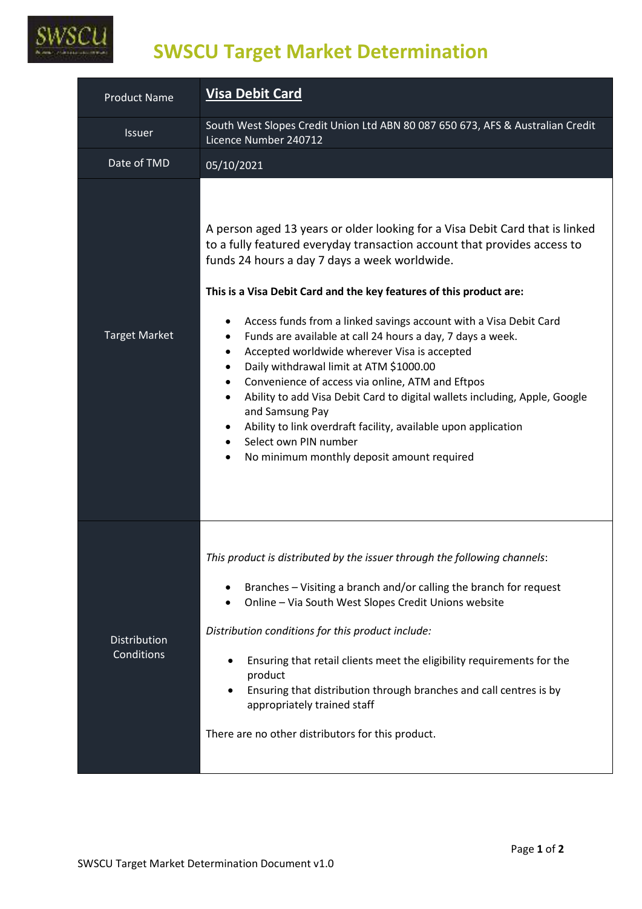# SWSCU Target Market Determination

| Product Name | **Visa Debit Card** |
|---|---|
| Issuer | South West Slopes Credit Union Ltd ABN 80 087 650 673, AFS & Australian Credit Licence Number 240712 |
| Date of TMD | 05/10/2021 |
| Target Market | A person aged 13 years or older looking for a Visa Debit Card that is linked to a fully featured everyday transaction account that provides access to funds 24 hours a day 7 days a week worldwide.<br><br>**This is a Visa Debit Card and the key features of this product are:**<br><br>• Access funds from a linked savings account with a Visa Debit Card<br>• Funds are available at call 24 hours a day, 7 days a week.<br>• Accepted worldwide wherever Visa is accepted<br>• Daily withdrawal limit at ATM $1000.00<br>• Convenience of access via online, ATM and Eftpos<br>• Ability to add Visa Debit Card to digital wallets including, Apple, Google and Samsung Pay<br>• Ability to link overdraft facility, available upon application<br>• Select own PIN number<br>• No minimum monthly deposit amount required |
| Distribution Conditions | *This product is distributed by the issuer through the following channels*:<br><br>• Branches – Visiting a branch and/or calling the branch for request<br>• Online – Via South West Slopes Credit Unions website<br><br>*Distribution conditions for this product include:*<br><br>• Ensuring that retail clients meet the eligibility requirements for the product<br>• Ensuring that distribution through branches and call centres is by appropriately trained staff<br><br>There are no other distributors for this product. |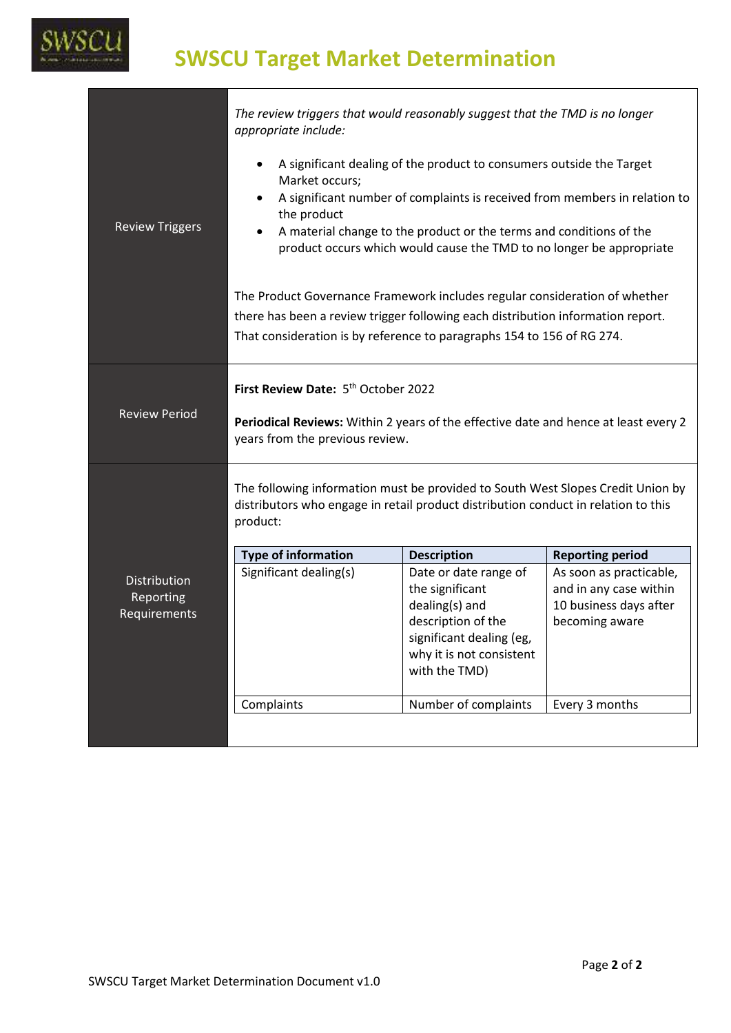# SWSCU Target Market Determination

| | |
|---|---|
| Review Triggers | *The review triggers that would reasonably suggest that the TMD is no longer appropriate include:*<br><br>• A significant dealing of the product to consumers outside the Target Market occurs;<br>• A significant number of complaints is received from members in relation to the product<br>• A material change to the product or the terms and conditions of the product occurs which would cause the TMD to no longer be appropriate<br><br>The Product Governance Framework includes regular consideration of whether there has been a review trigger following each distribution information report. That consideration is by reference to paragraphs 154 to 156 of RG 274. |
| Review Period | **First Review Date:** 5th October 2022<br><br>**Periodical Reviews:** Within 2 years of the effective date and hence at least every 2 years from the previous review. |
| Distribution Reporting Requirements | The following information must be provided to South West Slopes Credit Union by distributors who engage in retail product distribution conduct in relation to this product: |

| Type of information | Description | Reporting period |
|---|---|---|
| Significant dealing(s) | Date or date range of the significant dealing(s) and description of the significant dealing (eg, why it is not consistent with the TMD) | As soon as practicable, and in any case within 10 business days after becoming aware |
| Complaints | Number of complaints | Every 3 months |

SWSCU Target Market Determination Document v1.0